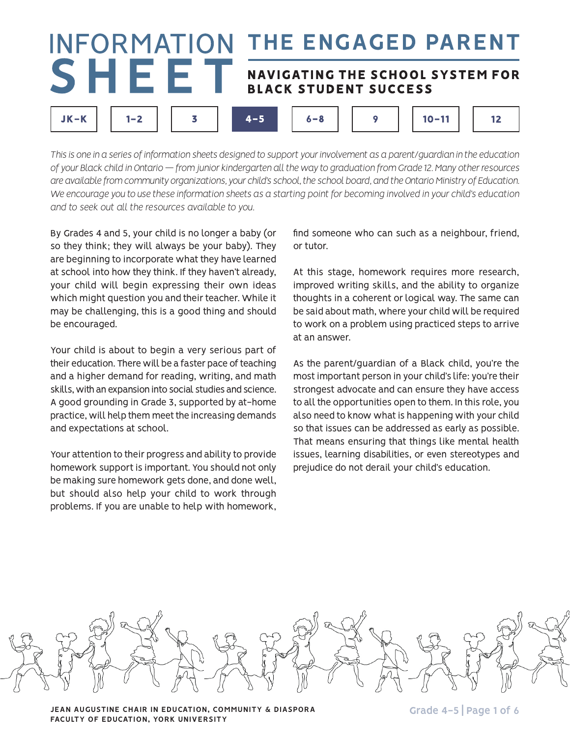# INFORMATION SHEET

## THE ENGAGED PARENT

### NAVIGATING THE SCHOOL SYSTEM FOR BLACK STUDENT SUCCESS

JK–K | 1–2 | 3 | **4–5** | 6–8 | 9 | 10–11 | 12

*This is one in a series of information sheets designed to support your involvement as a parent/guardian in the education of your Black child in Ontario — from junior kindergarten all the way to graduation from Grade 12. Many other resources are available from community organizations, your child's school, the school board, and the Ontario Ministry of Education. We encourage you to use these information sheets as a starting point for becoming involved in your child's education and to seek out all the resources available to you.*

By Grades 4 and 5, your child is no longer a baby (or so they think; they will always be your baby). They are beginning to incorporate what they have learned at school into how they think. If they haven't already, your child will begin expressing their own ideas which might question you and their teacher. While it may be challenging, this is a good thing and should be encouraged.

Your child is about to begin a very serious part of their education. There will be a faster pace of teaching and a higher demand for reading, writing, and math skills, with an expansion into social studies and science. A good grounding in Grade 3, supported by at-home practice, will help them meet the increasing demands and expectations at school.

Your attention to their progress and ability to provide homework support is important. You should not only be making sure homework gets done, and done well, but should also help your child to work through problems. If you are unable to help with homework, find someone who can such as a neighbour, friend, or tutor.

At this stage, homework requires more research, improved writing skills, and the ability to organize thoughts in a coherent or logical way. The same can be said about math, where your child will be required to work on a problem using practiced steps to arrive at an answer.

As the parent/guardian of a Black child, you're the most important person in your child's life: you're their strongest advocate and can ensure they have access to all the opportunities open to them. In this role, you also need to know what is happening with your child so that issues can be addressed as early as possible. That means ensuring that things like mental health issues, learning disabilities, or even stereotypes and prejudice do not derail your child's education.

JEAN AUGUSTINE CHAIR IN EDUCATION, COMMUNITY & DIASPORA
FACULTY OF EDUCATION, YORK UNIVERSITY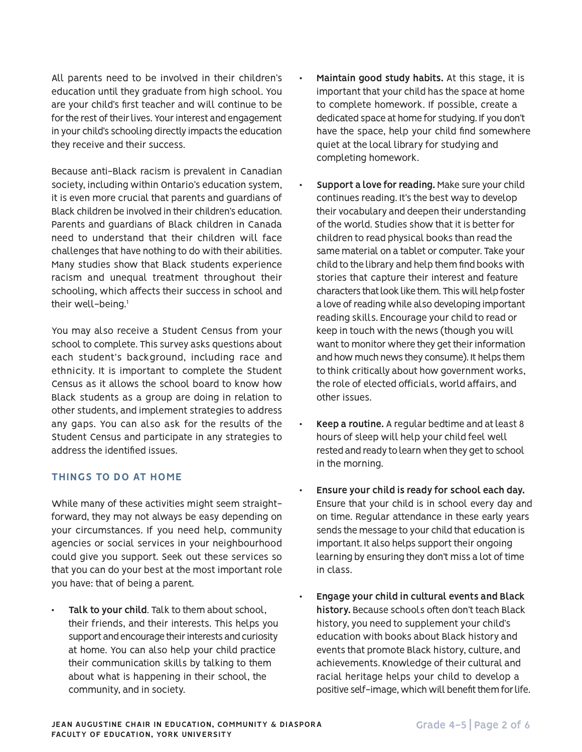All parents need to be involved in their children's education until they graduate from high school. You are your child's first teacher and will continue to be for the rest of their lives. Your interest and engagement in your child's schooling directly impacts the education they receive and their success.

Because anti-Black racism is prevalent in Canadian society, including within Ontario's education system, it is even more crucial that parents and guardians of Black children be involved in their children's education. Parents and guardians of Black children in Canada need to understand that their children will face challenges that have nothing to do with their abilities. Many studies show that Black students experience racism and unequal treatment throughout their schooling, which affects their success in school and their well-being.[1]

You may also receive a Student Census from your school to complete. This survey asks questions about each student's background, including race and ethnicity. It is important to complete the Student Census as it allows the school board to know how Black students as a group are doing in relation to other students, and implement strategies to address any gaps. You can also ask for the results of the Student Census and participate in any strategies to address the identified issues.

## THINGS TO DO AT HOME

While many of these activities might seem straight-forward, they may not always be easy depending on your circumstances. If you need help, community agencies or social services in your neighbourhood could give you support. Seek out these services so that you can do your best at the most important role you have: that of being a parent.

- **Talk to your child**. Talk to them about school, their friends, and their interests. This helps you support and encourage their interests and curiosity at home. You can also help your child practice their communication skills by talking to them about what is happening in their school, the community, and in society.
- **Maintain good study habits.** At this stage, it is important that your child has the space at home to complete homework. If possible, create a dedicated space at home for studying. If you don't have the space, help your child find somewhere quiet at the local library for studying and completing homework.
- **Support a love for reading.** Make sure your child continues reading. It's the best way to develop their vocabulary and deepen their understanding of the world. Studies show that it is better for children to read physical books than read the same material on a tablet or computer. Take your child to the library and help them find books with stories that capture their interest and feature characters that look like them. This will help foster a love of reading while also developing important reading skills. Encourage your child to read or keep in touch with the news (though you will want to monitor where they get their information and how much news they consume). It helps them to think critically about how government works, the role of elected officials, world affairs, and other issues.
- **Keep a routine.** A regular bedtime and at least 8 hours of sleep will help your child feel well rested and ready to learn when they get to school in the morning.
- **Ensure your child is ready for school each day.** Ensure that your child is in school every day and on time. Regular attendance in these early years sends the message to your child that education is important. It also helps support their ongoing learning by ensuring they don't miss a lot of time in class.
- **Engage your child in cultural events and Black history.** Because schools often don't teach Black history, you need to supplement your child's education with books about Black history and events that promote Black history, culture, and achievements. Knowledge of their cultural and racial heritage helps your child to develop a positive self-image, which will benefit them for life.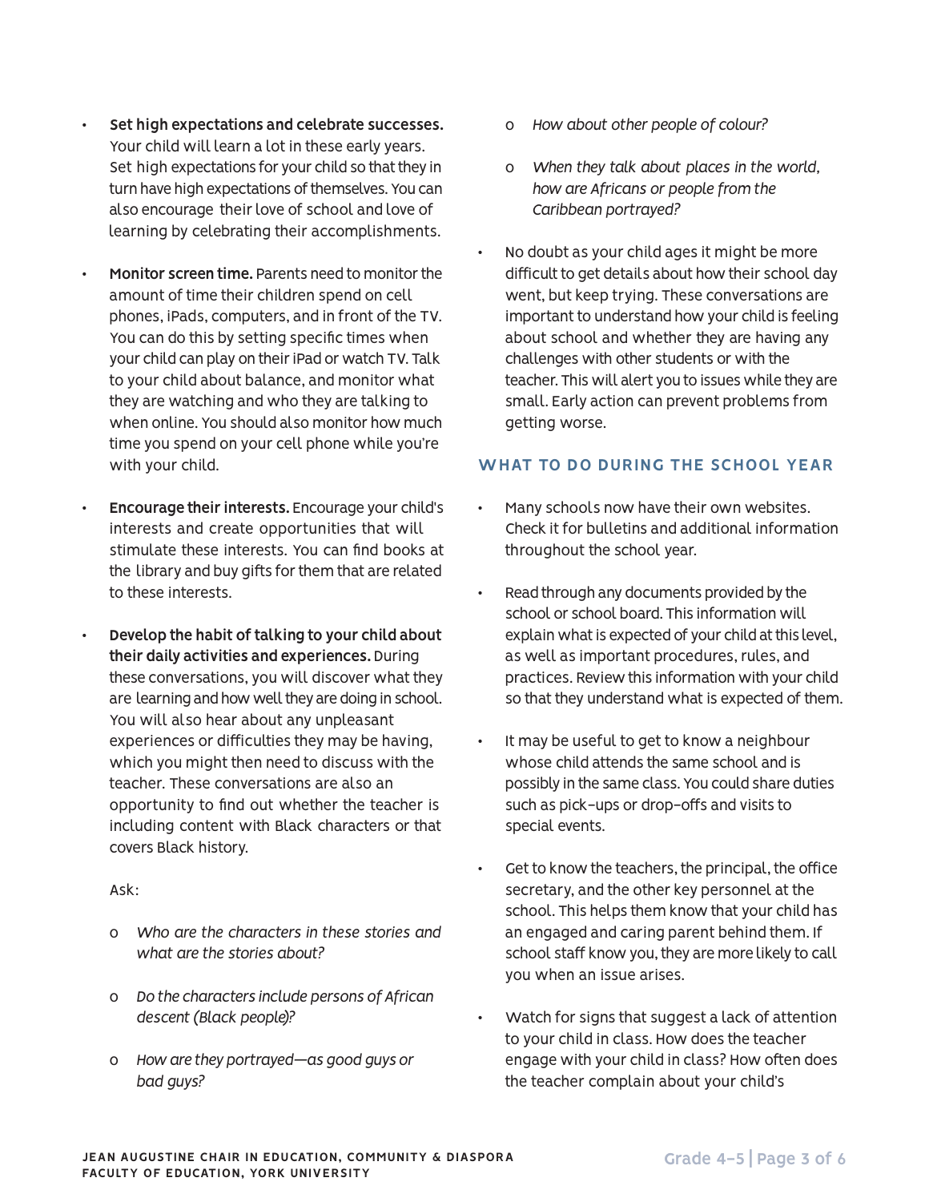- **Set high expectations and celebrate successes.** Your child will learn a lot in these early years. Set high expectations for your child so that they in turn have high expectations of themselves. You can also encourage their love of school and love of learning by celebrating their accomplishments.

- **Monitor screen time.** Parents need to monitor the amount of time their children spend on cell phones, iPads, computers, and in front of the TV. You can do this by setting specific times when your child can play on their iPad or watch TV. Talk to your child about balance, and monitor what they are watching and who they are talking to when online. You should also monitor how much time you spend on your cell phone while you're with your child.

- **Encourage their interests.** Encourage your child's interests and create opportunities that will stimulate these interests. You can find books at the library and buy gifts for them that are related to these interests.

- **Develop the habit of talking to your child about their daily activities and experiences.** During these conversations, you will discover what they are learning and how well they are doing in school. You will also hear about any unpleasant experiences or difficulties they may be having, which you might then need to discuss with the teacher. These conversations are also an opportunity to find out whether the teacher is including content with Black characters or that covers Black history.

  Ask:

  - *Who are the characters in these stories and what are the stories about?*
  - *Do the characters include persons of African descent (Black people)?*
  - *How are they portrayed—as good guys or bad guys?*
  - *How about other people of colour?*
  - *When they talk about places in the world, how are Africans or people from the Caribbean portrayed?*

- No doubt as your child ages it might be more difficult to get details about how their school day went, but keep trying. These conversations are important to understand how your child is feeling about school and whether they are having any challenges with other students or with the teacher. This will alert you to issues while they are small. Early action can prevent problems from getting worse.

## WHAT TO DO DURING THE SCHOOL YEAR

- Many schools now have their own websites. Check it for bulletins and additional information throughout the school year.

- Read through any documents provided by the school or school board. This information will explain what is expected of your child at this level, as well as important procedures, rules, and practices. Review this information with your child so that they understand what is expected of them.

- It may be useful to get to know a neighbour whose child attends the same school and is possibly in the same class. You could share duties such as pick-ups or drop-offs and visits to special events.

- Get to know the teachers, the principal, the office secretary, and the other key personnel at the school. This helps them know that your child has an engaged and caring parent behind them. If school staff know you, they are more likely to call you when an issue arises.

- Watch for signs that suggest a lack of attention to your child in class. How does the teacher engage with your child in class? How often does the teacher complain about your child's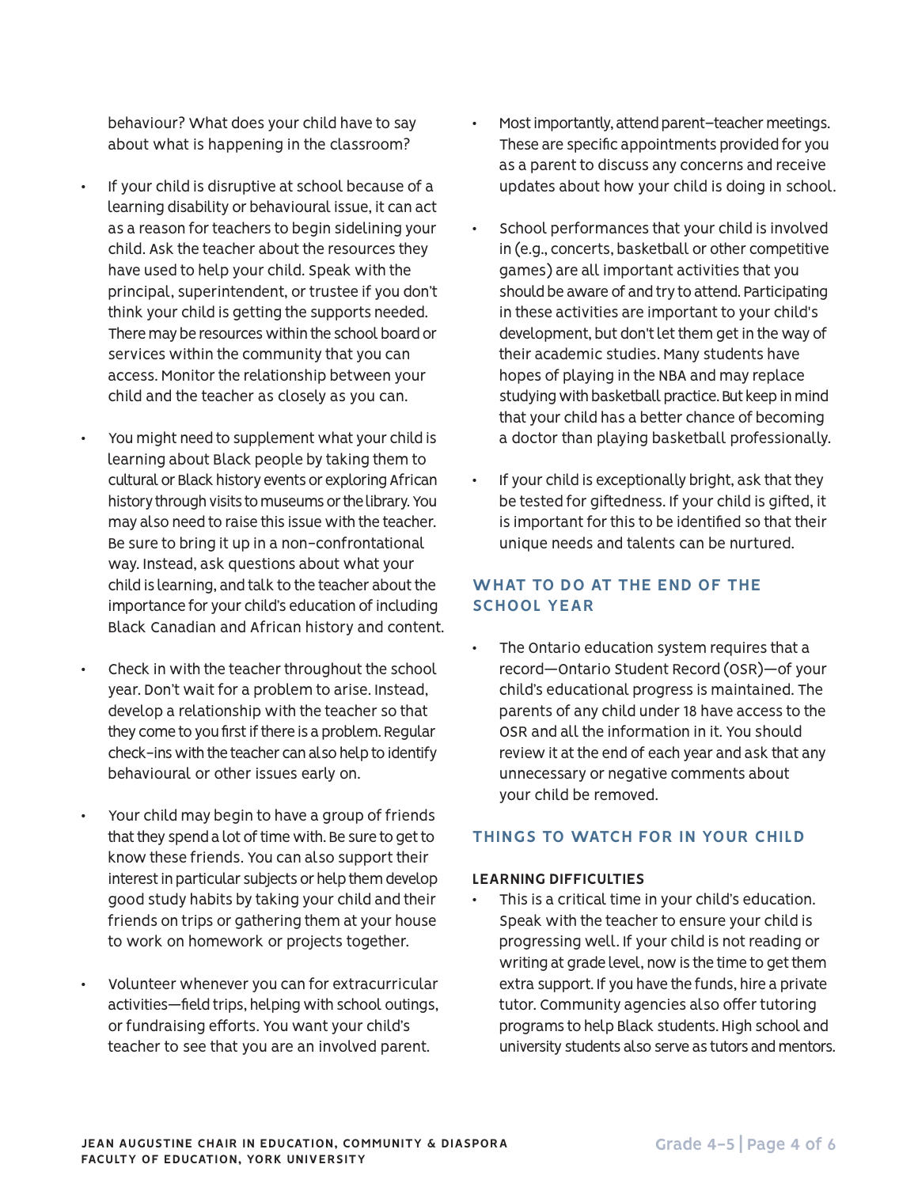behaviour? What does your child have to say about what is happening in the classroom?

- If your child is disruptive at school because of a learning disability or behavioural issue, it can act as a reason for teachers to begin sidelining your child. Ask the teacher about the resources they have used to help your child. Speak with the principal, superintendent, or trustee if you don't think your child is getting the supports needed. There may be resources within the school board or services within the community that you can access. Monitor the relationship between your child and the teacher as closely as you can.

- You might need to supplement what your child is learning about Black people by taking them to cultural or Black history events or exploring African history through visits to museums or the library. You may also need to raise this issue with the teacher. Be sure to bring it up in a non-confrontational way. Instead, ask questions about what your child is learning, and talk to the teacher about the importance for your child's education of including Black Canadian and African history and content.

- Check in with the teacher throughout the school year. Don't wait for a problem to arise. Instead, develop a relationship with the teacher so that they come to you first if there is a problem. Regular check-ins with the teacher can also help to identify behavioural or other issues early on.

- Your child may begin to have a group of friends that they spend a lot of time with. Be sure to get to know these friends. You can also support their interest in particular subjects or help them develop good study habits by taking your child and their friends on trips or gathering them at your house to work on homework or projects together.

- Volunteer whenever you can for extracurricular activities—field trips, helping with school outings, or fundraising efforts. You want your child's teacher to see that you are an involved parent.

- Most importantly, attend parent–teacher meetings. These are specific appointments provided for you as a parent to discuss any concerns and receive updates about how your child is doing in school.

- School performances that your child is involved in (e.g., concerts, basketball or other competitive games) are all important activities that you should be aware of and try to attend. Participating in these activities are important to your child's development, but don't let them get in the way of their academic studies. Many students have hopes of playing in the NBA and may replace studying with basketball practice. But keep in mind that your child has a better chance of becoming a doctor than playing basketball professionally.

- If your child is exceptionally bright, ask that they be tested for giftedness. If your child is gifted, it is important for this to be identified so that their unique needs and talents can be nurtured.

## WHAT TO DO AT THE END OF THE SCHOOL YEAR

- The Ontario education system requires that a record—Ontario Student Record (OSR)—of your child's educational progress is maintained. The parents of any child under 18 have access to the OSR and all the information in it. You should review it at the end of each year and ask that any unnecessary or negative comments about your child be removed.

## THINGS TO WATCH FOR IN YOUR CHILD

### LEARNING DIFFICULTIES

- This is a critical time in your child's education. Speak with the teacher to ensure your child is progressing well. If your child is not reading or writing at grade level, now is the time to get them extra support. If you have the funds, hire a private tutor. Community agencies also offer tutoring programs to help Black students. High school and university students also serve as tutors and mentors.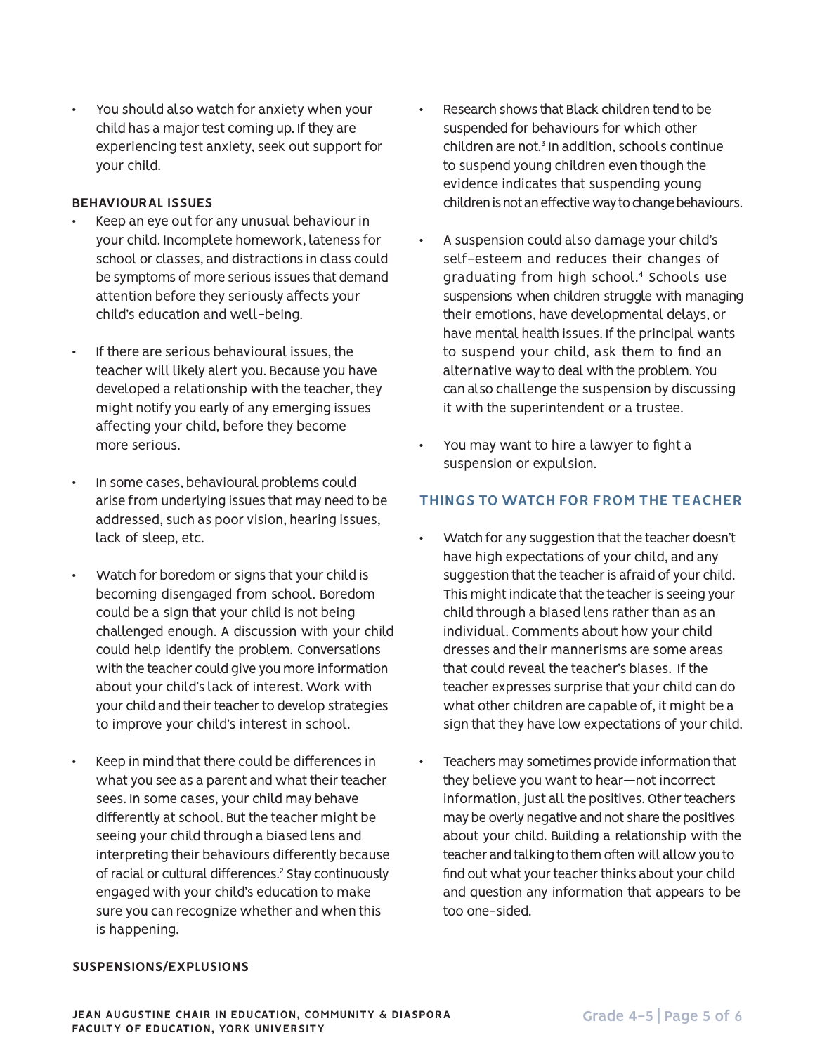- You should also watch for anxiety when your child has a major test coming up. If they are experiencing test anxiety, seek out support for your child.

### BEHAVIOURAL ISSUES

- Keep an eye out for any unusual behaviour in your child. Incomplete homework, lateness for school or classes, and distractions in class could be symptoms of more serious issues that demand attention before they seriously affects your child's education and well-being.

- If there are serious behavioural issues, the teacher will likely alert you. Because you have developed a relationship with the teacher, they might notify you early of any emerging issues affecting your child, before they become more serious.

- In some cases, behavioural problems could arise from underlying issues that may need to be addressed, such as poor vision, hearing issues, lack of sleep, etc.

- Watch for boredom or signs that your child is becoming disengaged from school. Boredom could be a sign that your child is not being challenged enough. A discussion with your child could help identify the problem. Conversations with the teacher could give you more information about your child's lack of interest. Work with your child and their teacher to develop strategies to improve your child's interest in school.

- Keep in mind that there could be differences in what you see as a parent and what their teacher sees. In some cases, your child may behave differently at school. But the teacher might be seeing your child through a biased lens and interpreting their behaviours differently because of racial or cultural differences.[2] Stay continuously engaged with your child's education to make sure you can recognize whether and when this is happening.

### SUSPENSIONS/EXPLUSIONS

- Research shows that Black children tend to be suspended for behaviours for which other children are not.[3] In addition, schools continue to suspend young children even though the evidence indicates that suspending young children is not an effective way to change behaviours.

- A suspension could also damage your child's self-esteem and reduces their changes of graduating from high school.[4] Schools use suspensions when children struggle with managing their emotions, have developmental delays, or have mental health issues. If the principal wants to suspend your child, ask them to find an alternative way to deal with the problem. You can also challenge the suspension by discussing it with the superintendent or a trustee.

- You may want to hire a lawyer to fight a suspension or expulsion.

## THINGS TO WATCH FOR FROM THE TEACHER

- Watch for any suggestion that the teacher doesn't have high expectations of your child, and any suggestion that the teacher is afraid of your child. This might indicate that the teacher is seeing your child through a biased lens rather than as an individual. Comments about how your child dresses and their mannerisms are some areas that could reveal the teacher's biases. If the teacher expresses surprise that your child can do what other children are capable of, it might be a sign that they have low expectations of your child.

- Teachers may sometimes provide information that they believe you want to hear—not incorrect information, just all the positives. Other teachers may be overly negative and not share the positives about your child. Building a relationship with the teacher and talking to them often will allow you to find out what your teacher thinks about your child and question any information that appears to be too one-sided.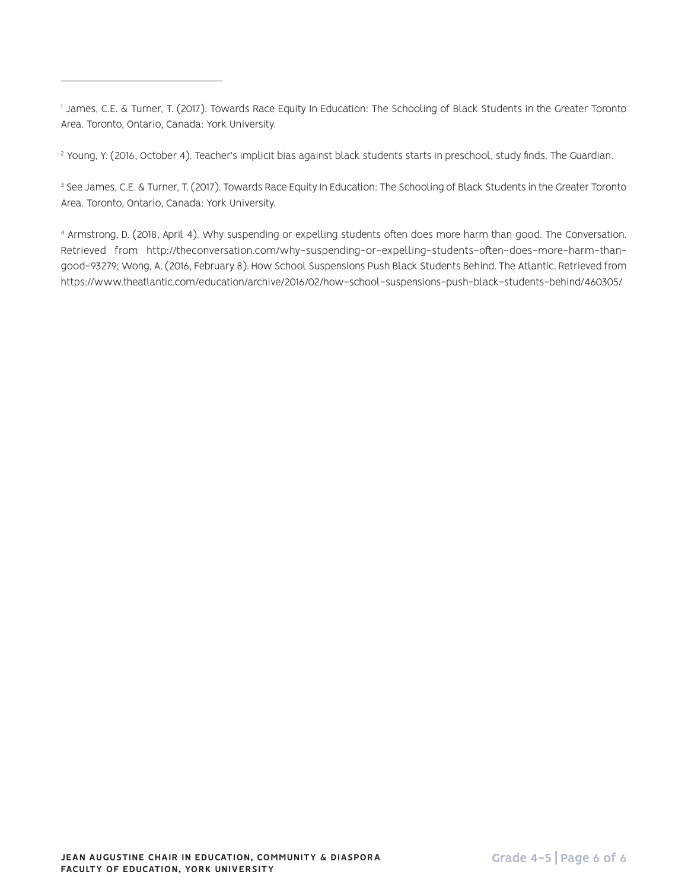---

[1] James, C.E. & Turner, T. (2017). Towards Race Equity In Education: The Schooling of Black Students in the Greater Toronto Area. Toronto, Ontario, Canada: York University.

[2] Young, Y. (2016, October 4). Teacher's implicit bias against black students starts in preschool, study finds. The Guardian.

[3] See James, C.E. & Turner, T. (2017). Towards Race Equity In Education: The Schooling of Black Students in the Greater Toronto Area. Toronto, Ontario, Canada: York University.

[4] Armstrong, D. (2018, April 4). Why suspending or expelling students often does more harm than good. The Conversation. Retrieved from http://theconversation.com/why-suspending-or-expelling-students-often-does-more-harm-than-good-93279; Wong, A. (2016, February 8). How School Suspensions Push Black Students Behind. The Atlantic. Retrieved from https://www.theatlantic.com/education/archive/2016/02/how-school-suspensions-push-black-students-behind/460305/